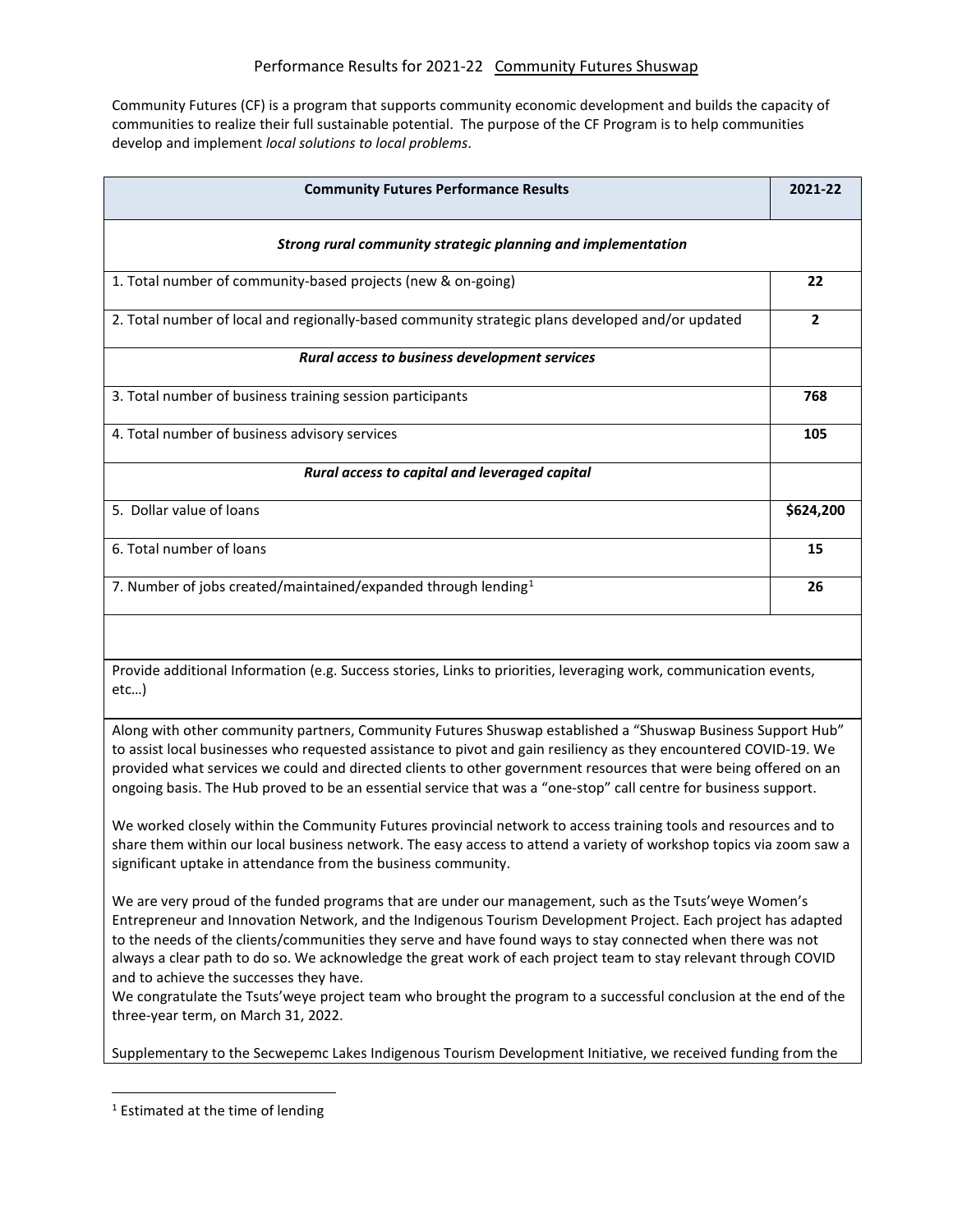# Performance Results for 2021-22 Community Futures Shuswap

Community Futures (CF) is a program that supports community economic development and builds the capacity of communities to realize their full sustainable potential. The purpose of the CF Program is to help communities develop and implement *local solutions to local problems*.

| Community Futures Performance Results | 2021-22 |
|---|---|
| ***Strong rural community strategic planning and implementation*** | |
| 1. Total number of community-based projects (new & on-going) | **22** |
| 2. Total number of local and regionally-based community strategic plans developed and/or updated | **2** |
| ***Rural access to business development services*** | |
| 3. Total number of business training session participants | **768** |
| 4. Total number of business advisory services | **105** |
| ***Rural access to capital and leveraged capital*** | |
| 5. Dollar value of loans | **$624,200** |
| 6. Total number of loans | **15** |
| 7. Number of jobs created/maintained/expanded through lending[1] | **26** |

Provide additional Information (e.g. Success stories, Links to priorities, leveraging work, communication events, etc…)

Along with other community partners, Community Futures Shuswap established a "Shuswap Business Support Hub" to assist local businesses who requested assistance to pivot and gain resiliency as they encountered COVID-19. We provided what services we could and directed clients to other government resources that were being offered on an ongoing basis. The Hub proved to be an essential service that was a "one-stop" call centre for business support.

We worked closely within the Community Futures provincial network to access training tools and resources and to share them within our local business network. The easy access to attend a variety of workshop topics via zoom saw a significant uptake in attendance from the business community.

We are very proud of the funded programs that are under our management, such as the Tsuts'weye Women's Entrepreneur and Innovation Network, and the Indigenous Tourism Development Project. Each project has adapted to the needs of the clients/communities they serve and have found ways to stay connected when there was not always a clear path to do so. We acknowledge the great work of each project team to stay relevant through COVID and to achieve the successes they have.
We congratulate the Tsuts'weye project team who brought the program to a successful conclusion at the end of the three-year term, on March 31, 2022.

Supplementary to the Secwepemc Lakes Indigenous Tourism Development Initiative, we received funding from the

[1] Estimated at the time of lending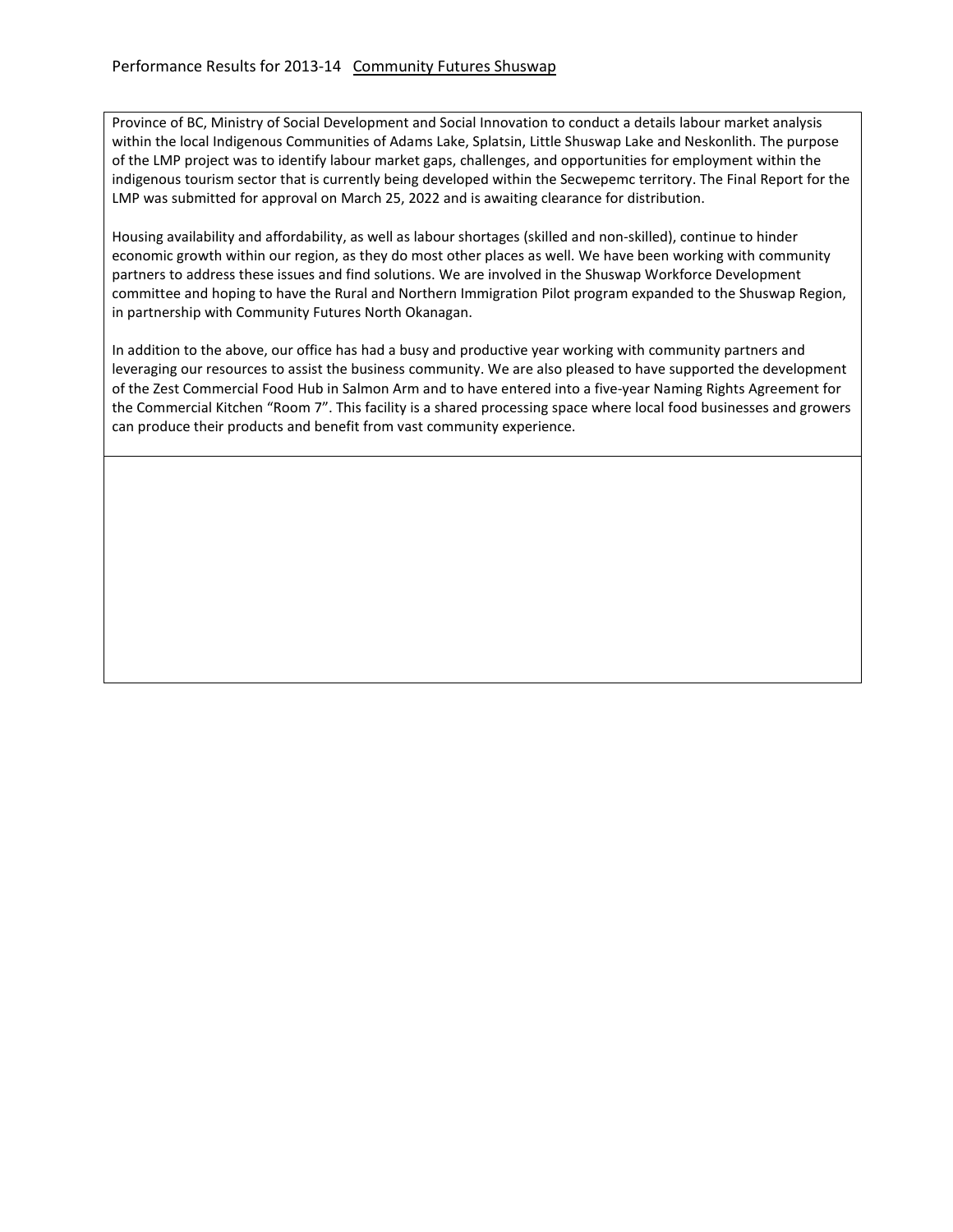Province of BC, Ministry of Social Development and Social Innovation to conduct a details labour market analysis within the local Indigenous Communities of Adams Lake, Splatsin, Little Shuswap Lake and Neskonlith. The purpose of the LMP project was to identify labour market gaps, challenges, and opportunities for employment within the indigenous tourism sector that is currently being developed within the Secwepemc territory. The Final Report for the LMP was submitted for approval on March 25, 2022 and is awaiting clearance for distribution.

Housing availability and affordability, as well as labour shortages (skilled and non-skilled), continue to hinder economic growth within our region, as they do most other places as well. We have been working with community partners to address these issues and find solutions. We are involved in the Shuswap Workforce Development committee and hoping to have the Rural and Northern Immigration Pilot program expanded to the Shuswap Region, in partnership with Community Futures North Okanagan.

In addition to the above, our office has had a busy and productive year working with community partners and leveraging our resources to assist the business community. We are also pleased to have supported the development of the Zest Commercial Food Hub in Salmon Arm and to have entered into a five-year Naming Rights Agreement for the Commercial Kitchen "Room 7". This facility is a shared processing space where local food businesses and growers can produce their products and benefit from vast community experience.